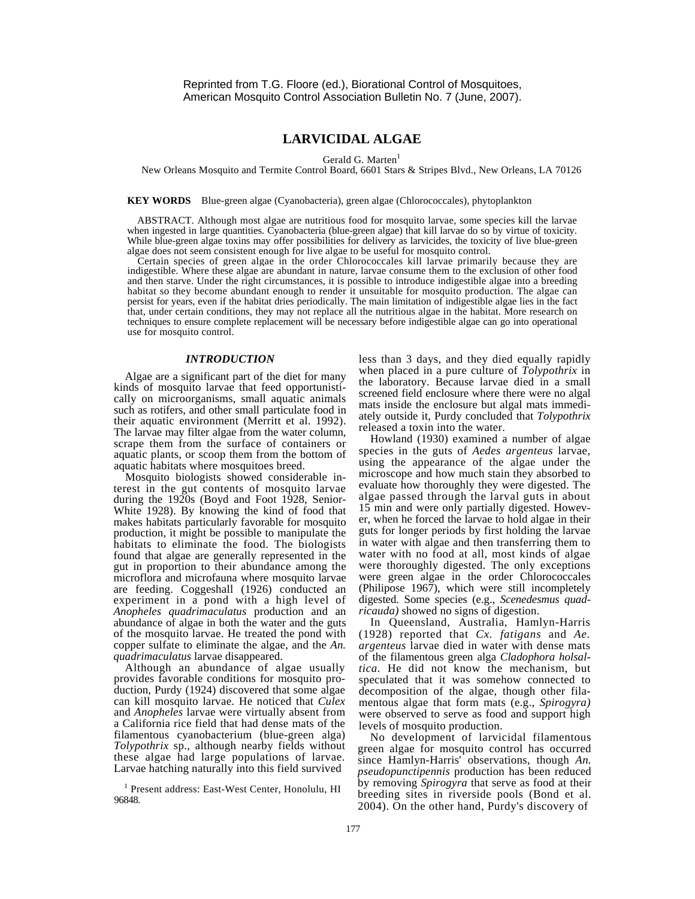Reprinted from T.G. Floore (ed.), Biorational Control of Mosquitoes, American Mosquito Control Association Bulletin No. 7 (June, 2007).

# LARVICIDAL ALGAE

Gerald G. Marten[1]

New Orleans Mosquito and Termite Control Board, 6601 Stars & Stripes Blvd., New Orleans, LA 70126

**KEY WORDS** Blue-green algae (Cyanobacteria), green algae (Chlorococcales), phytoplankton

ABSTRACT. Although most algae are nutritious food for mosquito larvae, some species kill the larvae when ingested in large quantities. Cyanobacteria (blue-green algae) that kill larvae do so by virtue of toxicity. While blue-green algae toxins may offer possibilities for delivery as larvicides, the toxicity of live blue-green algae does not seem consistent enough for live algae to be useful for mosquito control.

Certain species of green algae in the order Chlorococcales kill larvae primarily because they are indigestible. Where these algae are abundant in nature, larvae consume them to the exclusion of other food and then starve. Under the right circumstances, it is possible to introduce indigestible algae into a breeding habitat so they become abundant enough to render it unsuitable for mosquito production. The algae can persist for years, even if the habitat dries periodically. The main limitation of indigestible algae lies in the fact that, under certain conditions, they may not replace all the nutritious algae in the habitat. More research on techniques to ensure complete replacement will be necessary before indigestible algae can go into operational use for mosquito control.

## *INTRODUCTION*

Algae are a significant part of the diet for many kinds of mosquito larvae that feed opportunistically on microorganisms, small aquatic animals such as rotifers, and other small particulate food in their aquatic environment (Merritt et al. 1992). The larvae may filter algae from the water column, scrape them from the surface of containers or aquatic plants, or scoop them from the bottom of aquatic habitats where mosquitoes breed.

Mosquito biologists showed considerable interest in the gut contents of mosquito larvae during the 1920s (Boyd and Foot 1928, Senior-White 1928). By knowing the kind of food that makes habitats particularly favorable for mosquito production, it might be possible to manipulate the habitats to eliminate the food. The biologists found that algae are generally represented in the gut in proportion to their abundance among the microflora and microfauna where mosquito larvae are feeding. Coggeshall (1926) conducted an experiment in a pond with a high level of *Anopheles quadrimaculatus* production and an abundance of algae in both the water and the guts of the mosquito larvae. He treated the pond with copper sulfate to eliminate the algae, and the *An. quadrimaculatus* larvae disappeared.

Although an abundance of algae usually provides favorable conditions for mosquito production, Purdy (1924) discovered that some algae can kill mosquito larvae. He noticed that *Culex* and *Anopheles* larvae were virtually absent from a California rice field that had dense mats of the filamentous cyanobacterium (blue-green alga) *Tolypothrix* sp., although nearby fields without these algae had large populations of larvae. Larvae hatching naturally into this field survived less than 3 days, and they died equally rapidly when placed in a pure culture of *Tolypothrix* in the laboratory. Because larvae died in a small screened field enclosure where there were no algal mats inside the enclosure but algal mats immediately outside it, Purdy concluded that *Tolypothrix* released a toxin into the water.

Howland (1930) examined a number of algae species in the guts of *Aedes argenteus* larvae, using the appearance of the algae under the microscope and how much stain they absorbed to evaluate how thoroughly they were digested. The algae passed through the larval guts in about 15 min and were only partially digested. However, when he forced the larvae to hold algae in their guts for longer periods by first holding the larvae in water with algae and then transferring them to water with no food at all, most kinds of algae were thoroughly digested. The only exceptions were green algae in the order Chlorococcales (Philipose 1967), which were still incompletely digested. Some species (e.g., *Scenedesmus quadricauda)* showed no signs of digestion.

In Queensland, Australia, Hamlyn-Harris (1928) reported that *Cx. fatigans* and *Ae. argenteus* larvae died in water with dense mats of the filamentous green alga *Cladophora holsaltica*. He did not know the mechanism, but speculated that it was somehow connected to decomposition of the algae, though other filamentous algae that form mats (e.g., *Spirogyra)* were observed to serve as food and support high levels of mosquito production.

No development of larvicidal filamentous green algae for mosquito control has occurred since Hamlyn-Harris' observations, though *An. pseudopunctipennis* production has been reduced by removing *Spirogyra* that serve as food at their breeding sites in riverside pools (Bond et al. 2004). On the other hand, Purdy's discovery of

[1] Present address: East-West Center, Honolulu, HI 96848.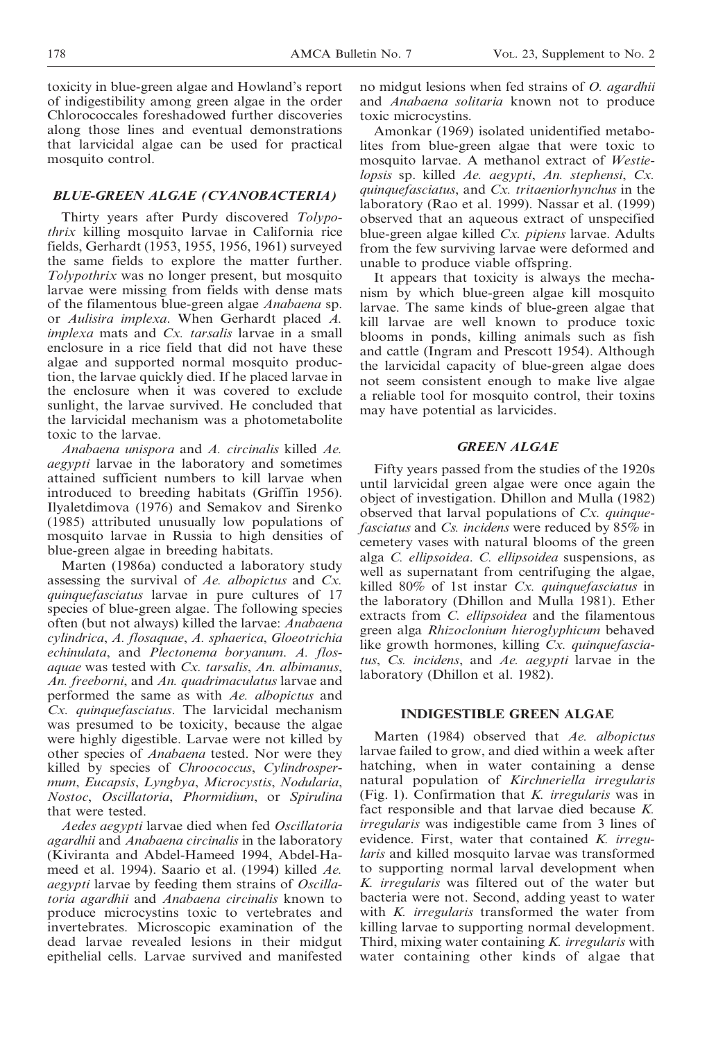toxicity in blue-green algae and Howland's report of indigestibility among green algae in the order Chlorococcales foreshadowed further discoveries along those lines and eventual demonstrations that larvicidal algae can be used for practical mosquito control.

## *BLUE-GREEN ALGAE (CYANOBACTERIA)*

Thirty years after Purdy discovered *Tolypothrix* killing mosquito larvae in California rice fields, Gerhardt (1953, 1955, 1956, 1961) surveyed the same fields to explore the matter further. *Tolypothrix* was no longer present, but mosquito larvae were missing from fields with dense mats of the filamentous blue-green algae *Anabaena* sp. or *Aulisira implexa*. When Gerhardt placed *A. implexa* mats and *Cx. tarsalis* larvae in a small enclosure in a rice field that did not have these algae and supported normal mosquito production, the larvae quickly died. If he placed larvae in the enclosure when it was covered to exclude sunlight, the larvae survived. He concluded that the larvicidal mechanism was a photometabolite toxic to the larvae.

*Anabaena unispora* and *A. circinalis* killed *Ae. aegypti* larvae in the laboratory and sometimes attained sufficient numbers to kill larvae when introduced to breeding habitats (Griffin 1956). Ilyaletdimova (1976) and Semakov and Sirenko (1985) attributed unusually low populations of mosquito larvae in Russia to high densities of blue-green algae in breeding habitats.

Marten (1986a) conducted a laboratory study assessing the survival of *Ae. albopictus* and *Cx. quinquefasciatus* larvae in pure cultures of 17 species of blue-green algae. The following species often (but not always) killed the larvae: *Anabaena cylindrica*, *A. flosaquae*, *A. sphaerica*, *Gloeotrichia echinulata*, and *Plectonema boryanum*. *A. flosaquae* was tested with *Cx. tarsalis*, *An. albimanus*, *An. freeborni*, and *An. quadrimaculatus* larvae and performed the same as with *Ae. albopictus* and *Cx. quinquefasciatus*. The larvicidal mechanism was presumed to be toxicity, because the algae were highly digestible. Larvae were not killed by other species of *Anabaena* tested. Nor were they killed by species of *Chroococcus*, *Cylindrospermum*, *Eucapsis*, *Lyngbya*, *Microcystis*, *Nodularia*, *Nostoc*, *Oscillatoria*, *Phormidium*, or *Spirulina* that were tested.

*Aedes aegypti* larvae died when fed *Oscillatoria agardhii* and *Anabaena circinalis* in the laboratory (Kiviranta and Abdel-Hameed 1994, Abdel-Hameed et al. 1994). Saario et al. (1994) killed *Ae. aegypti* larvae by feeding them strains of *Oscillatoria agardhii* and *Anabaena circinalis* known to produce microcystins toxic to vertebrates and invertebrates. Microscopic examination of the dead larvae revealed lesions in their midgut epithelial cells. Larvae survived and manifested no midgut lesions when fed strains of *O. agardhii* and *Anabaena solitaria* known not to produce toxic microcystins.

Amonkar (1969) isolated unidentified metabolites from blue-green algae that were toxic to mosquito larvae. A methanol extract of *Westielopsis* sp. killed *Ae. aegypti*, *An. stephensi*, *Cx. quinquefasciatus*, and *Cx. tritaeniorhynchus* in the laboratory (Rao et al. 1999). Nassar et al. (1999) observed that an aqueous extract of unspecified blue-green algae killed *Cx. pipiens* larvae. Adults from the few surviving larvae were deformed and unable to produce viable offspring.

It appears that toxicity is always the mechanism by which blue-green algae kill mosquito larvae. The same kinds of blue-green algae that kill larvae are well known to produce toxic blooms in ponds, killing animals such as fish and cattle (Ingram and Prescott 1954). Although the larvicidal capacity of blue-green algae does not seem consistent enough to make live algae a reliable tool for mosquito control, their toxins may have potential as larvicides.

## *GREEN ALGAE*

Fifty years passed from the studies of the 1920s until larvicidal green algae were once again the object of investigation. Dhillon and Mulla (1982) observed that larval populations of *Cx. quinquefasciatus* and *Cs. incidens* were reduced by 85% in cemetery vases with natural blooms of the green alga *C. ellipsoidea*. *C. ellipsoidea* suspensions, as well as supernatant from centrifuging the algae, killed 80% of 1st instar *Cx. quinquefasciatus* in the laboratory (Dhillon and Mulla 1981). Ether extracts from *C. ellipsoidea* and the filamentous green alga *Rhizoclonium hieroglyphicum* behaved like growth hormones, killing *Cx. quinquefasciatus*, *Cs. incidens*, and *Ae. aegypti* larvae in the laboratory (Dhillon et al. 1982).

## INDIGESTIBLE GREEN ALGAE

Marten (1984) observed that *Ae. albopictus* larvae failed to grow, and died within a week after hatching, when in water containing a dense natural population of *Kirchneriella irregularis* (Fig. 1). Confirmation that *K. irregularis* was in fact responsible and that larvae died because *K. irregularis* was indigestible came from 3 lines of evidence. First, water that contained *K. irregularis* and killed mosquito larvae was transformed to supporting normal larval development when *K. irregularis* was filtered out of the water but bacteria were not. Second, adding yeast to water with *K. irregularis* transformed the water from killing larvae to supporting normal development. Third, mixing water containing *K. irregularis* with water containing other kinds of algae that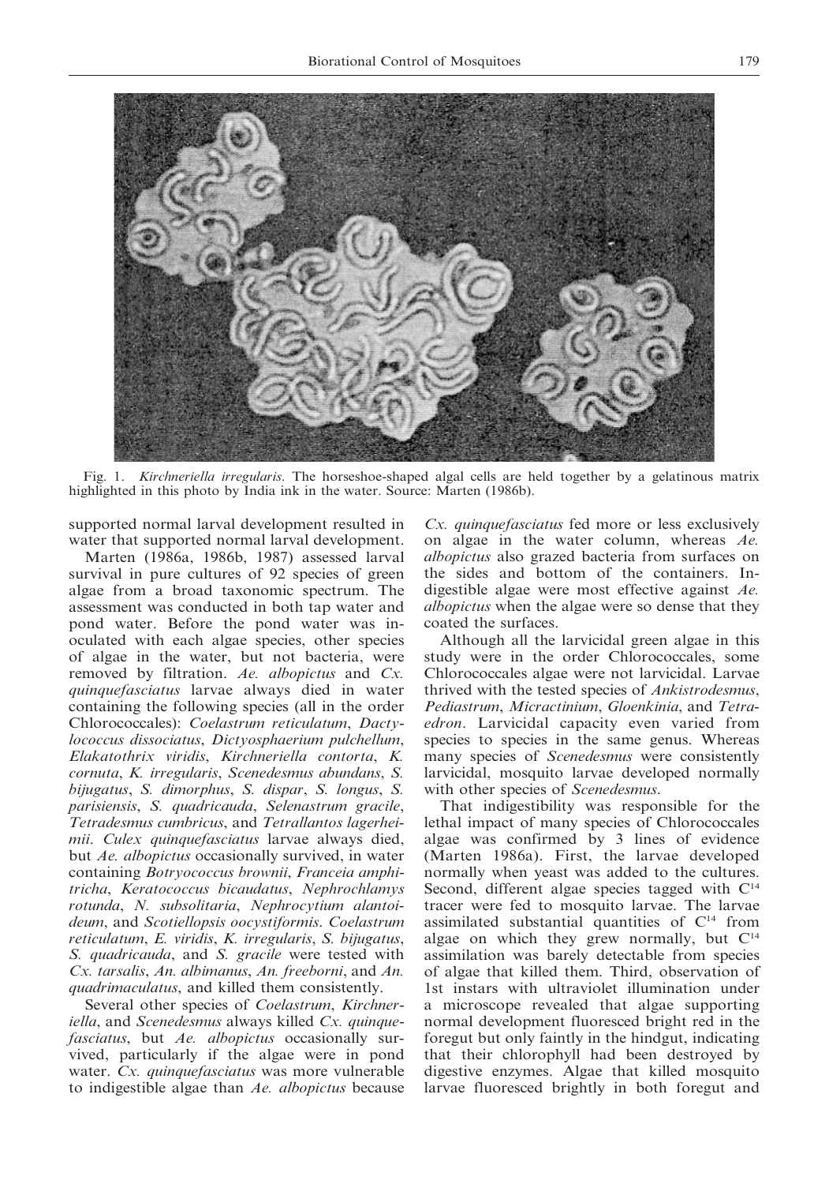Fig. 1. *Kirchneriella irregularis*. The horseshoe-shaped algal cells are held together by a gelatinous matrix highlighted in this photo by India ink in the water. Source: Marten (1986b).

supported normal larval development resulted in water that supported normal larval development.

Marten (1986a, 1986b, 1987) assessed larval survival in pure cultures of 92 species of green algae from a broad taxonomic spectrum. The assessment was conducted in both tap water and pond water. Before the pond water was inoculated with each algae species, other species of algae in the water, but not bacteria, were removed by filtration. *Ae. albopictus* and *Cx. quinquefasciatus* larvae always died in water containing the following species (all in the order Chlorococcales): *Coelastrum reticulatum*, *Dactylococcus dissociatus*, *Dictyosphaerium pulchellum*, *Elakatothrix viridis*, *Kirchneriella contorta*, *K. cornuta*, *K. irregularis*, *Scenedesmus abundans*, *S. bijugatus*, *S. dimorphus*, *S. dispar*, *S. longus*, *S. parisiensis*, *S. quadricauda*, *Selenastrum gracile*, *Tetradesmus cumbricus*, and *Tetrallantos lagerheimii*. *Culex quinquefasciatus* larvae always died, but *Ae. albopictus* occasionally survived, in water containing *Botryococcus brownii*, *Franceia amphitricha*, *Keratococcus bicaudatus*, *Nephrochlamys rotunda*, *N. subsolitaria*, *Nephrocytium alantoideum*, and *Scotiellopsis oocystiformis*. *Coelastrum reticulatum*, *E. viridis*, *K. irregularis*, *S. bijugatus*, *S. quadricauda*, and *S. gracile* were tested with *Cx. tarsalis*, *An. albimanus*, *An. freeborni*, and *An. quadrimaculatus*, and killed them consistently.

Several other species of *Coelastrum*, *Kirchneriella*, and *Scenedesmus* always killed *Cx. quinquefasciatus*, but *Ae. albopictus* occasionally survived, particularly if the algae were in pond water. *Cx. quinquefasciatus* was more vulnerable to indigestible algae than *Ae. albopictus* because *Cx. quinquefasciatus* fed more or less exclusively on algae in the water column, whereas *Ae. albopictus* also grazed bacteria from surfaces on the sides and bottom of the containers. Indigestible algae were most effective against *Ae. albopictus* when the algae were so dense that they coated the surfaces.

Although all the larvicidal green algae in this study were in the order Chlorococcales, some Chlorococcales algae were not larvicidal. Larvae thrived with the tested species of *Ankistrodesmus*, *Pediastrum*, *Micractinium*, *Gloenkinia*, and *Tetraedron*. Larvicidal capacity even varied from species to species in the same genus. Whereas many species of *Scenedesmus* were consistently larvicidal, mosquito larvae developed normally with other species of *Scenedesmus*.

That indigestibility was responsible for the lethal impact of many species of Chlorococcales algae was confirmed by 3 lines of evidence (Marten 1986a). First, the larvae developed normally when yeast was added to the cultures. Second, different algae species tagged with $C^{14}$ tracer were fed to mosquito larvae. The larvae assimilated substantial quantities of $C^{14}$ from algae on which they grew normally, but $C^{14}$ assimilation was barely detectable from species of algae that killed them. Third, observation of 1st instars with ultraviolet illumination under a microscope revealed that algae supporting normal development fluoresced bright red in the foregut but only faintly in the hindgut, indicating that their chlorophyll had been destroyed by digestive enzymes. Algae that killed mosquito larvae fluoresced brightly in both foregut and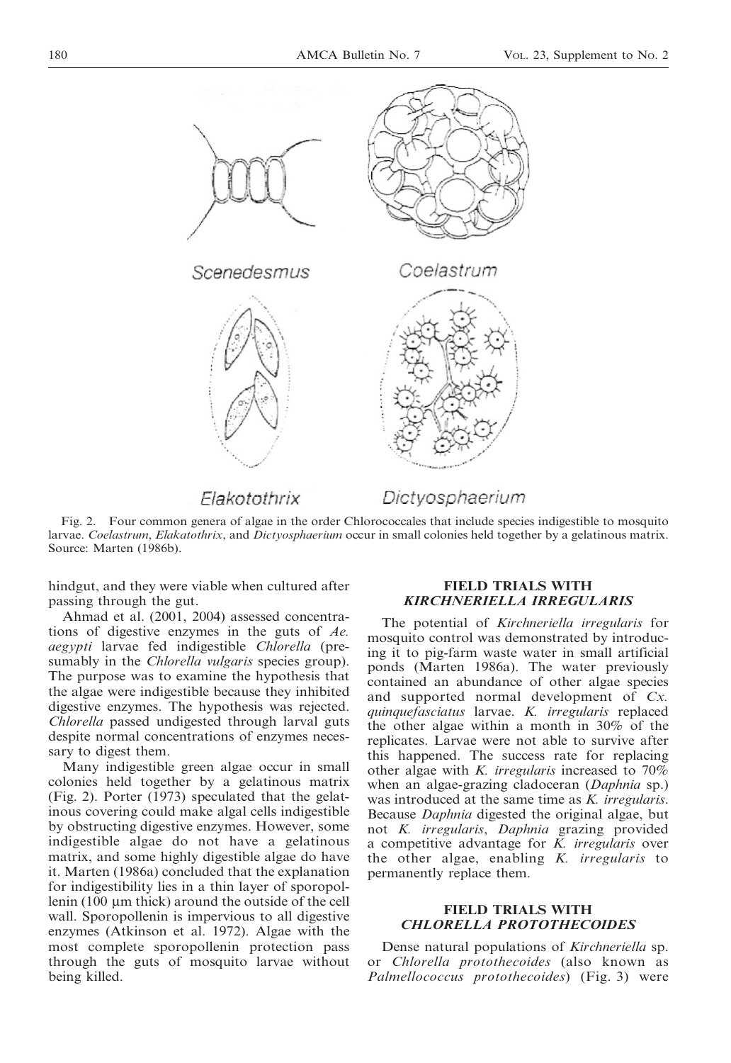Scenedesmus

Coelastrum

Elakotothrix

Dictyosphaerium

Fig. 2. Four common genera of algae in the order Chlorococcales that include species indigestible to mosquito larvae. *Coelastrum*, *Elakatothrix*, and *Dictyosphaerium* occur in small colonies held together by a gelatinous matrix. Source: Marten (1986b).

hindgut, and they were viable when cultured after passing through the gut.

Ahmad et al. (2001, 2004) assessed concentrations of digestive enzymes in the guts of *Ae. aegypti* larvae fed indigestible *Chlorella* (presumably in the *Chlorella vulgaris* species group). The purpose was to examine the hypothesis that the algae were indigestible because they inhibited digestive enzymes. The hypothesis was rejected. *Chlorella* passed undigested through larval guts despite normal concentrations of enzymes necessary to digest them.

Many indigestible green algae occur in small colonies held together by a gelatinous matrix (Fig. 2). Porter (1973) speculated that the gelatinous covering could make algal cells indigestible by obstructing digestive enzymes. However, some indigestible algae do not have a gelatinous matrix, and some highly digestible algae do have it. Marten (1986a) concluded that the explanation for indigestibility lies in a thin layer of sporopollenin (100 μm thick) around the outside of the cell wall. Sporopollenin is impervious to all digestive enzymes (Atkinson et al. 1972). Algae with the most complete sporopollenin protection pass through the guts of mosquito larvae without being killed.

## FIELD TRIALS WITH *KIRCHNERIELLA IRREGULARIS*

The potential of *Kirchneriella irregularis* for mosquito control was demonstrated by introducing it to pig-farm waste water in small artificial ponds (Marten 1986a). The water previously contained an abundance of other algae species and supported normal development of *Cx. quinquefasciatus* larvae. *K. irregularis* replaced the other algae within a month in 30% of the replicates. Larvae were not able to survive after this happened. The success rate for replacing other algae with *K. irregularis* increased to 70% when an algae-grazing cladoceran (*Daphnia* sp.) was introduced at the same time as *K. irregularis*. Because *Daphnia* digested the original algae, but not *K. irregularis*, *Daphnia* grazing provided a competitive advantage for *K. irregularis* over the other algae, enabling *K. irregularis* to permanently replace them.

## FIELD TRIALS WITH *CHLORELLA PROTOTHECOIDES*

Dense natural populations of *Kirchneriella* sp. or *Chlorella protothecoides* (also known as *Palmellococcus protothecoides*) (Fig. 3) were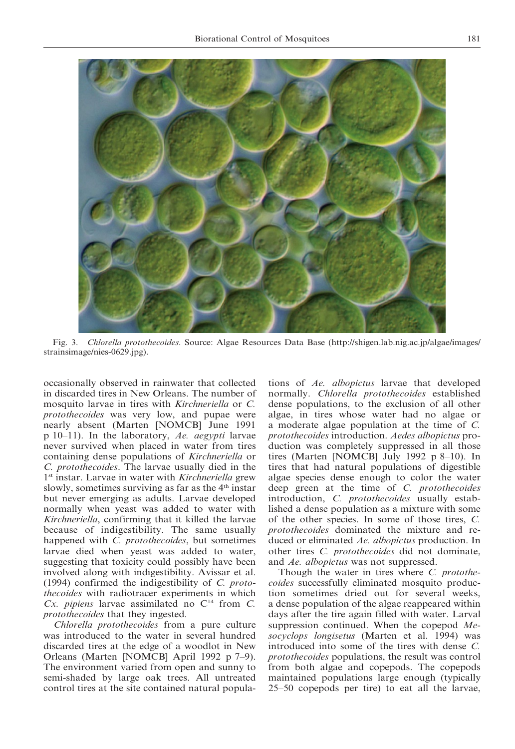Fig. 3. *Chlorella protothecoides*. Source: Algae Resources Data Base (http://shigen.lab.nig.ac.jp/algae/images/strainsimage/nies-0629.jpg).

occasionally observed in rainwater that collected in discarded tires in New Orleans. The number of mosquito larvae in tires with *Kirchneriella* or *C. protothecoides* was very low, and pupae were nearly absent (Marten [NOMCB] June 1991 p 10–11). In the laboratory, *Ae. aegypti* larvae never survived when placed in water from tires containing dense populations of *Kirchneriella* or *C. protothecoides*. The larvae usually died in the 1st instar. Larvae in water with *Kirchneriella* grew slowly, sometimes surviving as far as the 4th instar but never emerging as adults. Larvae developed normally when yeast was added to water with *Kirchneriella*, confirming that it killed the larvae because of indigestibility. The same usually happened with *C. protothecoides*, but sometimes larvae died when yeast was added to water, suggesting that toxicity could possibly have been involved along with indigestibility. Avissar et al. (1994) confirmed the indigestibility of *C. protothecoides* with radiotracer experiments in which *Cx. pipiens* larvae assimilated no $C^{14}$ from *C. protothecoides* that they ingested.

*Chlorella protothecoides* from a pure culture was introduced to the water in several hundred discarded tires at the edge of a woodlot in New Orleans (Marten [NOMCB] April 1992 p 7–9). The environment varied from open and sunny to semi-shaded by large oak trees. All untreated control tires at the site contained natural populations of *Ae. albopictus* larvae that developed normally. *Chlorella protothecoides* established dense populations, to the exclusion of all other algae, in tires whose water had no algae or a moderate algae population at the time of *C. protothecoides* introduction. *Aedes albopictus* production was completely suppressed in all those tires (Marten [NOMCB] July 1992 p 8–10). In tires that had natural populations of digestible algae species dense enough to color the water deep green at the time of *C. protothecoides* introduction, *C. protothecoides* usually established a dense population as a mixture with some of the other species. In some of those tires, *C. protothecoides* dominated the mixture and reduced or eliminated *Ae. albopictus* production. In other tires *C. protothecoides* did not dominate, and *Ae. albopictus* was not suppressed.

Though the water in tires where *C. protothecoides* successfully eliminated mosquito production sometimes dried out for several weeks, a dense population of the algae reappeared within days after the tire again filled with water. Larval suppression continued. When the copepod *Mesocyclops longisetus* (Marten et al. 1994) was introduced into some of the tires with dense *C. protothecoides* populations, the result was control from both algae and copepods. The copepods maintained populations large enough (typically 25–50 copepods per tire) to eat all the larvae,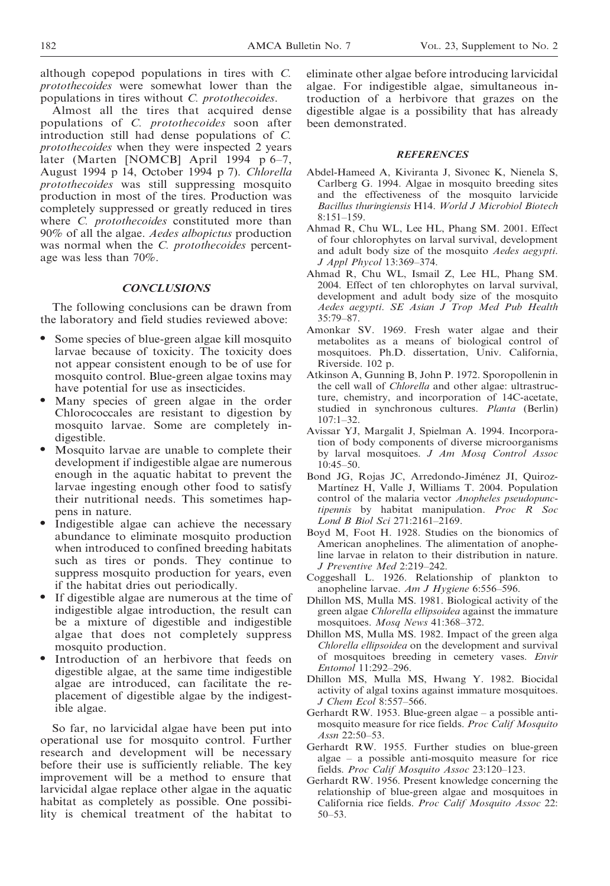although copepod populations in tires with *C. protothecoides* were somewhat lower than the populations in tires without *C. protothecoides*.

Almost all the tires that acquired dense populations of *C. protothecoides* soon after introduction still had dense populations of *C. protothecoides* when they were inspected 2 years later (Marten [NOMCB] April 1994 p 6–7, August 1994 p 14, October 1994 p 7). *Chlorella protothecoides* was still suppressing mosquito production in most of the tires. Production was completely suppressed or greatly reduced in tires where *C. protothecoides* constituted more than 90% of all the algae. *Aedes albopictus* production was normal when the *C. protothecoides* percentage was less than 70%.

## CONCLUSIONS

The following conclusions can be drawn from the laboratory and field studies reviewed above:

- Some species of blue-green algae kill mosquito larvae because of toxicity. The toxicity does not appear consistent enough to be of use for mosquito control. Blue-green algae toxins may have potential for use as insecticides.
- Many species of green algae in the order Chlorococcales are resistant to digestion by mosquito larvae. Some are completely indigestible.
- Mosquito larvae are unable to complete their development if indigestible algae are numerous enough in the aquatic habitat to prevent the larvae ingesting enough other food to satisfy their nutritional needs. This sometimes happens in nature.
- Indigestible algae can achieve the necessary abundance to eliminate mosquito production when introduced to confined breeding habitats such as tires or ponds. They continue to suppress mosquito production for years, even if the habitat dries out periodically.
- If digestible algae are numerous at the time of indigestible algae introduction, the result can be a mixture of digestible and indigestible algae that does not completely suppress mosquito production.
- Introduction of an herbivore that feeds on digestible algae, at the same time indigestible algae are introduced, can facilitate the replacement of digestible algae by the indigestible algae.

So far, no larvicidal algae have been put into operational use for mosquito control. Further research and development will be necessary before their use is sufficiently reliable. The key improvement will be a method to ensure that larvicidal algae replace other algae in the aquatic habitat as completely as possible. One possibility is chemical treatment of the habitat to eliminate other algae before introducing larvicidal algae. For indigestible algae, simultaneous introduction of a herbivore that grazes on the digestible algae is a possibility that has already been demonstrated.

## REFERENCES

Abdel-Hameed A, Kiviranta J, Sivonec K, Nienela S, Carlberg G. 1994. Algae in mosquito breeding sites and the effectiveness of the mosquito larvicide *Bacillus thuringiensis* H14. *World J Microbiol Biotech* 8:151–159.

Ahmad R, Chu WL, Lee HL, Phang SM. 2001. Effect of four chlorophytes on larval survival, development and adult body size of the mosquito *Aedes aegypti*. *J Appl Phycol* 13:369–374.

Ahmad R, Chu WL, Ismail Z, Lee HL, Phang SM. 2004. Effect of ten chlorophytes on larval survival, development and adult body size of the mosquito *Aedes aegypti*. *SE Asian J Trop Med Pub Health* 35:79–87.

Amonkar SV. 1969. Fresh water algae and their metabolites as a means of biological control of mosquitoes. Ph.D. dissertation, Univ. California, Riverside. 102 p.

Atkinson A, Gunning B, John P. 1972. Sporopollenin in the cell wall of *Chlorella* and other algae: ultrastructure, chemistry, and incorporation of 14C-acetate, studied in synchronous cultures. *Planta* (Berlin) 107:1–32.

Avissar YJ, Margalit J, Spielman A. 1994. Incorporation of body components of diverse microorganisms by larval mosquitoes. *J Am Mosq Control Assoc* 10:45–50.

Bond JG, Rojas JC, Arredondo-Jiménez JI, Quiroz-Martínez H, Valle J, Williams T. 2004. Population control of the malaria vector *Anopheles pseudopunctipennis* by habitat manipulation. *Proc R Soc Lond B Biol Sci* 271:2161–2169.

Boyd M, Foot H. 1928. Studies on the bionomics of American anophelines. The alimentation of anopheline larvae in relaton to their distribution in nature. *J Preventive Med* 2:219–242.

Coggeshall L. 1926. Relationship of plankton to anopheline larvae. *Am J Hygiene* 6:556–596.

Dhillon MS, Mulla MS. 1981. Biological activity of the green algae *Chlorella ellipsoidea* against the immature mosquitoes. *Mosq News* 41:368–372.

Dhillon MS, Mulla MS. 1982. Impact of the green alga *Chlorella ellipsoidea* on the development and survival of mosquitoes breeding in cemetery vases. *Envir Entomol* 11:292–296.

Dhillon MS, Mulla MS, Hwang Y. 1982. Biocidal activity of algal toxins against immature mosquitoes. *J Chem Ecol* 8:557–566.

Gerhardt RW. 1953. Blue-green algae – a possible antimosquito measure for rice fields. *Proc Calif Mosquito Assn* 22:50–53.

Gerhardt RW. 1955. Further studies on blue-green algae – a possible anti-mosquito measure for rice fields. *Proc Calif Mosquito Assoc* 23:120–123.

Gerhardt RW. 1956. Present knowledge concerning the relationship of blue-green algae and mosquitoes in California rice fields. *Proc Calif Mosquito Assoc* 22: 50–53.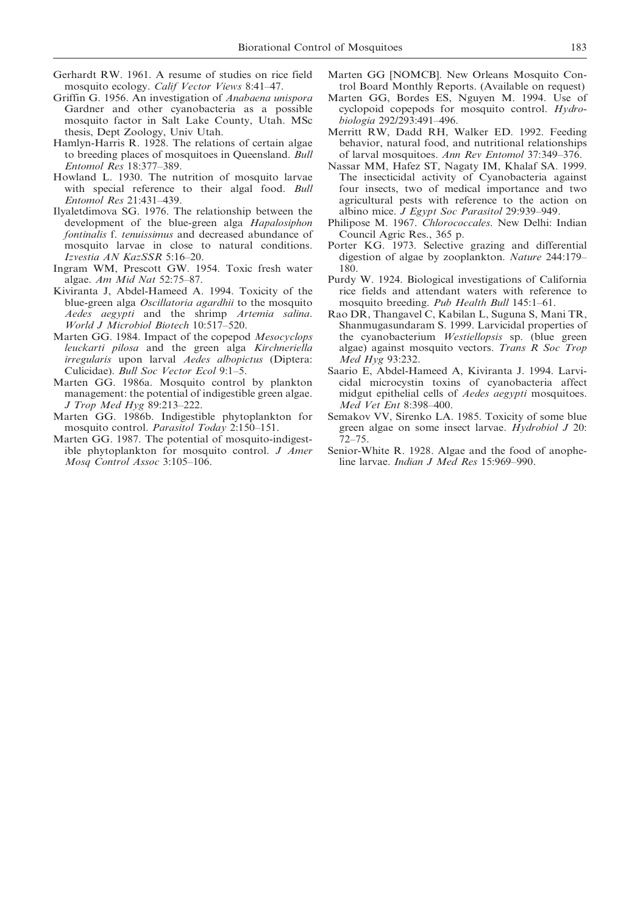Gerhardt RW. 1961. A resume of studies on rice field mosquito ecology. *Calif Vector Views* 8:41–47.

Griffin G. 1956. An investigation of *Anabaena unispora* Gardner and other cyanobacteria as a possible mosquito factor in Salt Lake County, Utah. MSc thesis, Dept Zoology, Univ Utah.

Hamlyn-Harris R. 1928. The relations of certain algae to breeding places of mosquitoes in Queensland. *Bull Entomol Res* 18:377–389.

Howland L. 1930. The nutrition of mosquito larvae with special reference to their algal food. *Bull Entomol Res* 21:431–439.

Ilyaletdimova SG. 1976. The relationship between the development of the blue-green alga *Hapalosiphon fontinalis* f. *tenuissimus* and decreased abundance of mosquito larvae in close to natural conditions. *Izvestia AN KazSSR* 5:16–20.

Ingram WM, Prescott GW. 1954. Toxic fresh water algae. *Am Mid Nat* 52:75–87.

Kiviranta J, Abdel-Hameed A. 1994. Toxicity of the blue-green alga *Oscillatoria agardhii* to the mosquito *Aedes aegypti* and the shrimp *Artemia salina*. *World J Microbiol Biotech* 10:517–520.

Marten GG. 1984. Impact of the copepod *Mesocyclops leuckarti pilosa* and the green alga *Kirchneriella irregularis* upon larval *Aedes albopictus* (Diptera: Culicidae). *Bull Soc Vector Ecol* 9:1–5.

Marten GG. 1986a. Mosquito control by plankton management: the potential of indigestible green algae. *J Trop Med Hyg* 89:213–222.

Marten GG. 1986b. Indigestible phytoplankton for mosquito control. *Parasitol Today* 2:150–151.

Marten GG. 1987. The potential of mosquito-indigestible phytoplankton for mosquito control. *J Amer Mosq Control Assoc* 3:105–106.

Marten GG [NOMCB]. New Orleans Mosquito Control Board Monthly Reports. (Available on request)

Marten GG, Bordes ES, Nguyen M. 1994. Use of cyclopoid copepods for mosquito control. *Hydrobiologia* 292/293:491–496.

Merritt RW, Dadd RH, Walker ED. 1992. Feeding behavior, natural food, and nutritional relationships of larval mosquitoes. *Ann Rev Entomol* 37:349–376.

Nassar MM, Hafez ST, Nagaty IM, Khalaf SA. 1999. The insecticidal activity of Cyanobacteria against four insects, two of medical importance and two agricultural pests with reference to the action on albino mice. *J Egypt Soc Parasitol* 29:939–949.

Philipose M. 1967. *Chlorococcales*. New Delhi: Indian Council Agric Res., 365 p.

Porter KG. 1973. Selective grazing and differential digestion of algae by zooplankton. *Nature* 244:179–180.

Purdy W. 1924. Biological investigations of California rice fields and attendant waters with reference to mosquito breeding. *Pub Health Bull* 145:1–61.

Rao DR, Thangavel C, Kabilan L, Suguna S, Mani TR, Shanmugasundaram S. 1999. Larvicidal properties of the cyanobacterium *Westiellopsis* sp. (blue green algae) against mosquito vectors. *Trans R Soc Trop Med Hyg* 93:232.

Saario E, Abdel-Hameed A, Kiviranta J. 1994. Larvicidal microcystin toxins of cyanobacteria affect midgut epithelial cells of *Aedes aegypti* mosquitoes. *Med Vet Ent* 8:398–400.

Semakov VV, Sirenko LA. 1985. Toxicity of some blue green algae on some insect larvae. *Hydrobiol J* 20: 72–75.

Senior-White R. 1928. Algae and the food of anopheline larvae. *Indian J Med Res* 15:969–990.